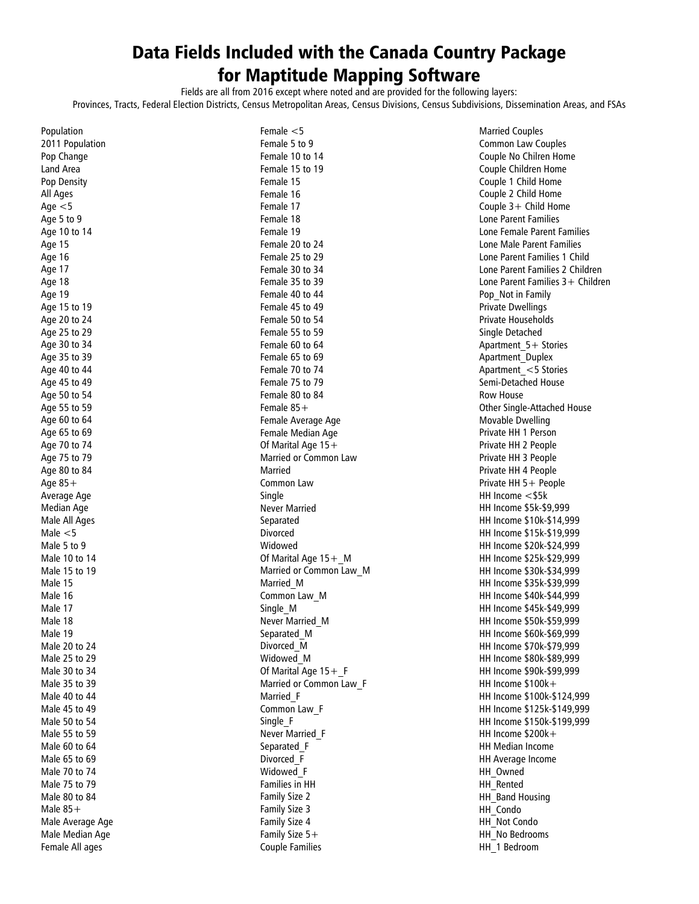# Data Fields Included with the Canada Country Package for Maptitude Mapping Software

Fields are all from 2016 except where noted and are provided for the following layers:
Provinces, Tracts, Federal Election Districts, Census Metropolitan Areas, Census Divisions, Census Subdivisions, Dissemination Areas, and FSAs

Population
2011 Population
Pop Change
Land Area
Pop Density
All Ages
Age <5
Age 5 to 9
Age 10 to 14
Age 15
Age 16
Age 17
Age 18
Age 19
Age 15 to 19
Age 20 to 24
Age 25 to 29
Age 30 to 34
Age 35 to 39
Age 40 to 44
Age 45 to 49
Age 50 to 54
Age 55 to 59
Age 60 to 64
Age 65 to 69
Age 70 to 74
Age 75 to 79
Age 80 to 84
Age 85+
Average Age
Median Age
Male All Ages
Male <5
Male 5 to 9
Male 10 to 14
Male 15 to 19
Male 15
Male 16
Male 17
Male 18
Male 19
Male 20 to 24
Male 25 to 29
Male 30 to 34
Male 35 to 39
Male 40 to 44
Male 45 to 49
Male 50 to 54
Male 55 to 59
Male 60 to 64
Male 65 to 69
Male 70 to 74
Male 75 to 79
Male 80 to 84
Male 85+
Male Average Age
Male Median Age
Female All ages
Female <5
Female 5 to 9
Female 10 to 14
Female 15 to 19
Female 15
Female 16
Female 17
Female 18
Female 19
Female 20 to 24
Female 25 to 29
Female 30 to 34
Female 35 to 39
Female 40 to 44
Female 45 to 49
Female 50 to 54
Female 55 to 59
Female 60 to 64
Female 65 to 69
Female 70 to 74
Female 75 to 79
Female 80 to 84
Female 85+
Female Average Age
Female Median Age
Of Marital Age 15+
Married or Common Law
Married
Common Law
Single
Never Married
Separated
Divorced
Widowed
Of Marital Age 15+_M
Married or Common Law_M
Married_M
Common Law_M
Single_M
Never Married_M
Separated_M
Divorced_M
Widowed_M
Of Marital Age 15+_F
Married or Common Law_F
Married_F
Common Law_F
Single_F
Never Married_F
Separated_F
Divorced_F
Widowed_F
Families in HH
Family Size 2
Family Size 3
Family Size 4
Family Size 5+
Couple Families
Married Couples
Common Law Couples
Couple No Chilren Home
Couple Children Home
Couple 1 Child Home
Couple 2 Child Home
Couple 3+ Child Home
Lone Parent Families
Lone Female Parent Families
Lone Male Parent Families
Lone Parent Families 1 Child
Lone Parent Families 2 Children
Lone Parent Families 3+ Children
Pop_Not in Family
Private Dwellings
Private Households
Single Detached
Apartment_5+ Stories
Apartment_Duplex
Apartment_<5 Stories
Semi-Detached House
Row House
Other Single-Attached House
Movable Dwelling
Private HH 1 Person
Private HH 2 People
Private HH 3 People
Private HH 4 People
Private HH 5+ People
HH Income <$5k
HH Income $5k-$9,999
HH Income $10k-$14,999
HH Income $15k-$19,999
HH Income $20k-$24,999
HH Income $25k-$29,999
HH Income $30k-$34,999
HH Income $35k-$39,999
HH Income $40k-$44,999
HH Income $45k-$49,999
HH Income $50k-$59,999
HH Income $60k-$69,999
HH Income $70k-$79,999
HH Income $80k-$89,999
HH Income $90k-$99,999
HH Income $100k+
HH Income $100k-$124,999
HH Income $125k-$149,999
HH Income $150k-$199,999
HH Income $200k+
HH Median Income
HH Average Income
HH_Owned
HH_Rented
HH_Band Housing
HH_Condo
HH_Not Condo
HH_No Bedrooms
HH_1 Bedroom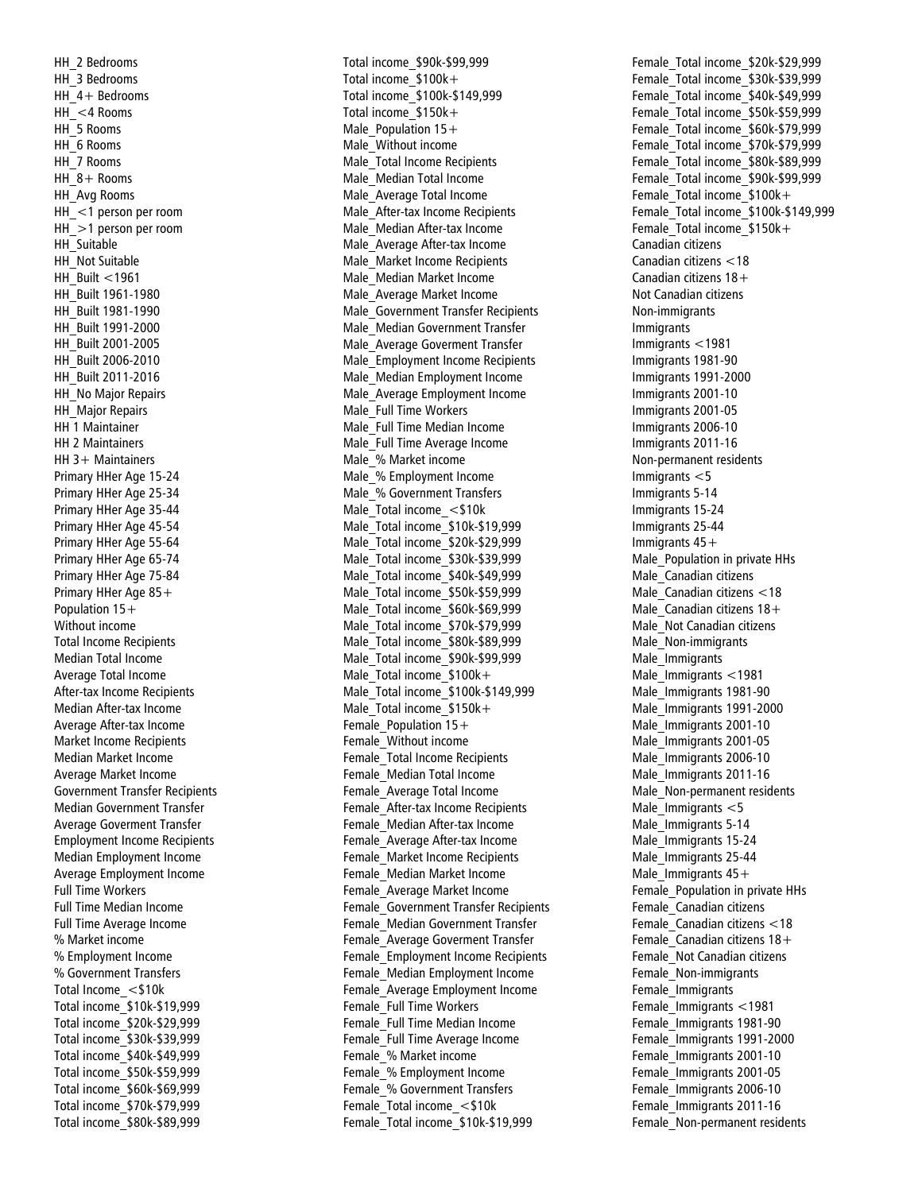HH_2 Bedrooms
HH_3 Bedrooms
HH_4+ Bedrooms
HH_<4 Rooms
HH_5 Rooms
HH_6 Rooms
HH_7 Rooms
HH_8+ Rooms
HH_Avg Rooms
HH_<1 person per room
HH_>1 person per room
HH_Suitable
HH_Not Suitable
HH_Built <1961
HH_Built 1961-1980
HH_Built 1981-1990
HH_Built 1991-2000
HH_Built 2001-2005
HH_Built 2006-2010
HH_Built 2011-2016
HH_No Major Repairs
HH_Major Repairs
HH 1 Maintainer
HH 2 Maintainers
HH 3+ Maintainers
Primary HHer Age 15-24
Primary HHer Age 25-34
Primary HHer Age 35-44
Primary HHer Age 45-54
Primary HHer Age 55-64
Primary HHer Age 65-74
Primary HHer Age 75-84
Primary HHer Age 85+
Population 15+
Without income
Total Income Recipients
Median Total Income
Average Total Income
After-tax Income Recipients
Median After-tax Income
Average After-tax Income
Market Income Recipients
Median Market Income
Average Market Income
Government Transfer Recipients
Median Government Transfer
Average Goverment Transfer
Employment Income Recipients
Median Employment Income
Average Employment Income
Full Time Workers
Full Time Median Income
Full Time Average Income
% Market income
% Employment Income
% Government Transfers
Total Income_<$10k
Total income_$10k-$19,999
Total income_$20k-$29,999
Total income_$30k-$39,999
Total income_$40k-$49,999
Total income_$50k-$59,999
Total income_$60k-$69,999
Total income_$70k-$79,999
Total income_$80k-$89,999
Total income_$90k-$99,999
Total income_$100k+
Total income_$100k-$149,999
Total income_$150k+
Male_Population 15+
Male_Without income
Male_Total Income Recipients
Male_Median Total Income
Male_Average Total Income
Male_After-tax Income Recipients
Male_Median After-tax Income
Male_Average After-tax Income
Male_Market Income Recipients
Male_Median Market Income
Male_Average Market Income
Male_Government Transfer Recipients
Male_Median Government Transfer
Male_Average Goverment Transfer
Male_Employment Income Recipients
Male_Median Employment Income
Male_Average Employment Income
Male_Full Time Workers
Male_Full Time Median Income
Male_Full Time Average Income
Male_% Market income
Male_% Employment Income
Male_% Government Transfers
Male_Total income_<$10k
Male_Total income_$10k-$19,999
Male_Total income_$20k-$29,999
Male_Total income_$30k-$39,999
Male_Total income_$40k-$49,999
Male_Total income_$50k-$59,999
Male_Total income_$60k-$69,999
Male_Total income_$70k-$79,999
Male_Total income_$80k-$89,999
Male_Total income_$90k-$99,999
Male_Total income_$100k+
Male_Total income_$100k-$149,999
Male_Total income_$150k+
Female_Population 15+
Female_Without income
Female_Total Income Recipients
Female_Median Total Income
Female_Average Total Income
Female_After-tax Income Recipients
Female_Median After-tax Income
Female_Average After-tax Income
Female_Market Income Recipients
Female_Median Market Income
Female_Average Market Income
Female_Government Transfer Recipients
Female_Median Government Transfer
Female_Average Goverment Transfer
Female_Employment Income Recipients
Female_Median Employment Income
Female_Average Employment Income
Female_Full Time Workers
Female_Full Time Median Income
Female_Full Time Average Income
Female_% Market income
Female_% Employment Income
Female_% Government Transfers
Female_Total income_<$10k
Female_Total income_$10k-$19,999
Female_Total income_$20k-$29,999
Female_Total income_$30k-$39,999
Female_Total income_$40k-$49,999
Female_Total income_$50k-$59,999
Female_Total income_$60k-$79,999
Female_Total income_$70k-$79,999
Female_Total income_$80k-$89,999
Female_Total income_$90k-$99,999
Female_Total income_$100k+
Female_Total income_$100k-$149,999
Female_Total income_$150k+
Canadian citizens
Canadian citizens <18
Canadian citizens 18+
Not Canadian citizens
Non-immigrants
Immigrants
Immigrants <1981
Immigrants 1981-90
Immigrants 1991-2000
Immigrants 2001-10
Immigrants 2001-05
Immigrants 2006-10
Immigrants 2011-16
Non-permanent residents
Immigrants <5
Immigrants 5-14
Immigrants 15-24
Immigrants 25-44
Immigrants 45+
Male_Population in private HHs
Male_Canadian citizens
Male_Canadian citizens <18
Male_Canadian citizens 18+
Male_Not Canadian citizens
Male_Non-immigrants
Male_Immigrants
Male_Immigrants <1981
Male_Immigrants 1981-90
Male_Immigrants 1991-2000
Male_Immigrants 2001-10
Male_Immigrants 2001-05
Male_Immigrants 2006-10
Male_Immigrants 2011-16
Male_Non-permanent residents
Male_Immigrants <5
Male_Immigrants 5-14
Male_Immigrants 15-24
Male_Immigrants 25-44
Male_Immigrants 45+
Female_Population in private HHs
Female_Canadian citizens
Female_Canadian citizens <18
Female_Canadian citizens 18+
Female_Not Canadian citizens
Female_Non-immigrants
Female_Immigrants
Female_Immigrants <1981
Female_Immigrants 1981-90
Female_Immigrants 1991-2000
Female_Immigrants 2001-10
Female_Immigrants 2001-05
Female_Immigrants 2006-10
Female_Immigrants 2011-16
Female_Non-permanent residents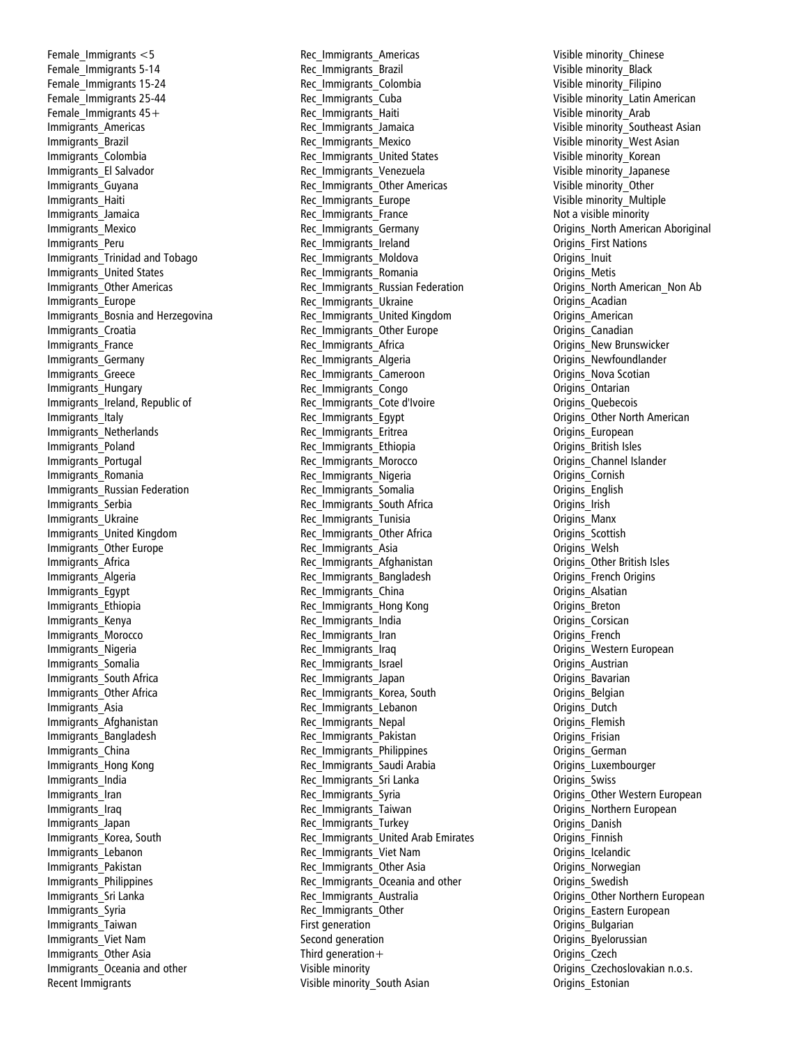Female_Immigrants <5
Female_Immigrants 5-14
Female_Immigrants 15-24
Female_Immigrants 25-44
Female_Immigrants 45+
Immigrants_Americas
Immigrants_Brazil
Immigrants_Colombia
Immigrants_El Salvador
Immigrants_Guyana
Immigrants_Haiti
Immigrants_Jamaica
Immigrants_Mexico
Immigrants_Peru
Immigrants_Trinidad and Tobago
Immigrants_United States
Immigrants_Other Americas
Immigrants_Europe
Immigrants_Bosnia and Herzegovina
Immigrants_Croatia
Immigrants_France
Immigrants_Germany
Immigrants_Greece
Immigrants_Hungary
Immigrants_Ireland, Republic of
Immigrants_Italy
Immigrants_Netherlands
Immigrants_Poland
Immigrants_Portugal
Immigrants_Romania
Immigrants_Russian Federation
Immigrants_Serbia
Immigrants_Ukraine
Immigrants_United Kingdom
Immigrants_Other Europe
Immigrants_Africa
Immigrants_Algeria
Immigrants_Egypt
Immigrants_Ethiopia
Immigrants_Kenya
Immigrants_Morocco
Immigrants_Nigeria
Immigrants_Somalia
Immigrants_South Africa
Immigrants_Other Africa
Immigrants_Asia
Immigrants_Afghanistan
Immigrants_Bangladesh
Immigrants_China
Immigrants_Hong Kong
Immigrants_India
Immigrants_Iran
Immigrants_Iraq
Immigrants_Japan
Immigrants_Korea, South
Immigrants_Lebanon
Immigrants_Pakistan
Immigrants_Philippines
Immigrants_Sri Lanka
Immigrants_Syria
Immigrants_Taiwan
Immigrants_Viet Nam
Immigrants_Other Asia
Immigrants_Oceania and other
Recent Immigrants
Rec_Immigrants_Americas
Rec_Immigrants_Brazil
Rec_Immigrants_Colombia
Rec_Immigrants_Cuba
Rec_Immigrants_Haiti
Rec_Immigrants_Jamaica
Rec_Immigrants_Mexico
Rec_Immigrants_United States
Rec_Immigrants_Venezuela
Rec_Immigrants_Other Americas
Rec_Immigrants_Europe
Rec_Immigrants_France
Rec_Immigrants_Germany
Rec_Immigrants_Ireland
Rec_Immigrants_Moldova
Rec_Immigrants_Romania
Rec_Immigrants_Russian Federation
Rec_Immigrants_Ukraine
Rec_Immigrants_United Kingdom
Rec_Immigrants_Other Europe
Rec_Immigrants_Africa
Rec_Immigrants_Algeria
Rec_Immigrants_Cameroon
Rec_Immigrants_Congo
Rec_Immigrants_Cote d'Ivoire
Rec_Immigrants_Egypt
Rec_Immigrants_Eritrea
Rec_Immigrants_Ethiopia
Rec_Immigrants_Morocco
Rec_Immigrants_Nigeria
Rec_Immigrants_Somalia
Rec_Immigrants_South Africa
Rec_Immigrants_Tunisia
Rec_Immigrants_Other Africa
Rec_Immigrants_Asia
Rec_Immigrants_Afghanistan
Rec_Immigrants_Bangladesh
Rec_Immigrants_China
Rec_Immigrants_Hong Kong
Rec_Immigrants_India
Rec_Immigrants_Iran
Rec_Immigrants_Iraq
Rec_Immigrants_Israel
Rec_Immigrants_Japan
Rec_Immigrants_Korea, South
Rec_Immigrants_Lebanon
Rec_Immigrants_Nepal
Rec_Immigrants_Pakistan
Rec_Immigrants_Philippines
Rec_Immigrants_Saudi Arabia
Rec_Immigrants_Sri Lanka
Rec_Immigrants_Syria
Rec_Immigrants_Taiwan
Rec_Immigrants_Turkey
Rec_Immigrants_United Arab Emirates
Rec_Immigrants_Viet Nam
Rec_Immigrants_Other Asia
Rec_Immigrants_Oceania and other
Rec_Immigrants_Australia
Rec_Immigrants_Other
First generation
Second generation
Third generation+
Visible minority
Visible minority_South Asian
Visible minority_Chinese
Visible minority_Black
Visible minority_Filipino
Visible minority_Latin American
Visible minority_Arab
Visible minority_Southeast Asian
Visible minority_West Asian
Visible minority_Korean
Visible minority_Japanese
Visible minority_Other
Visible minority_Multiple
Not a visible minority
Origins_North American Aboriginal
Origins_First Nations
Origins_Inuit
Origins_Metis
Origins_North American_Non Ab
Origins_Acadian
Origins_American
Origins_Canadian
Origins_New Brunswicker
Origins_Newfoundlander
Origins_Nova Scotian
Origins_Ontarian
Origins_Quebecois
Origins_Other North American
Origins_European
Origins_British Isles
Origins_Channel Islander
Origins_Cornish
Origins_English
Origins_Irish
Origins_Manx
Origins_Scottish
Origins_Welsh
Origins_Other British Isles
Origins_French Origins
Origins_Alsatian
Origins_Breton
Origins_Corsican
Origins_French
Origins_Western European
Origins_Austrian
Origins_Bavarian
Origins_Belgian
Origins_Dutch
Origins_Flemish
Origins_Frisian
Origins_German
Origins_Luxembourger
Origins_Swiss
Origins_Other Western European
Origins_Northern European
Origins_Danish
Origins_Finnish
Origins_Icelandic
Origins_Norwegian
Origins_Swedish
Origins_Other Northern European
Origins_Eastern European
Origins_Bulgarian
Origins_Byelorussian
Origins_Czech
Origins_Czechoslovakian n.o.s.
Origins_Estonian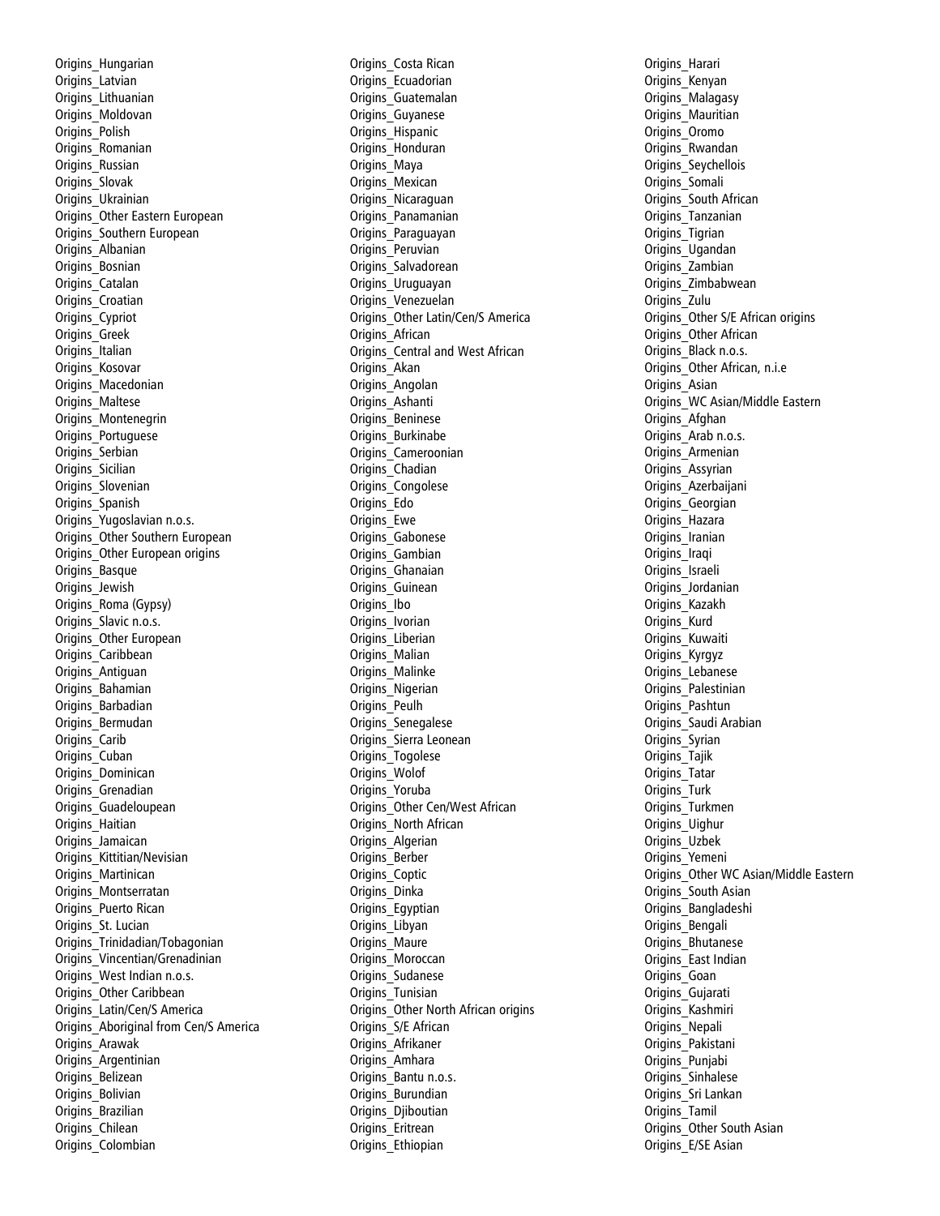Origins_Hungarian
Origins_Latvian
Origins_Lithuanian
Origins_Moldovan
Origins_Polish
Origins_Romanian
Origins_Russian
Origins_Slovak
Origins_Ukrainian
Origins_Other Eastern European
Origins_Southern European
Origins_Albanian
Origins_Bosnian
Origins_Catalan
Origins_Croatian
Origins_Cypriot
Origins_Greek
Origins_Italian
Origins_Kosovar
Origins_Macedonian
Origins_Maltese
Origins_Montenegrin
Origins_Portuguese
Origins_Serbian
Origins_Sicilian
Origins_Slovenian
Origins_Spanish
Origins_Yugoslavian n.o.s.
Origins_Other Southern European
Origins_Other European origins
Origins_Basque
Origins_Jewish
Origins_Roma (Gypsy)
Origins_Slavic n.o.s.
Origins_Other European
Origins_Caribbean
Origins_Antiguan
Origins_Bahamian
Origins_Barbadian
Origins_Bermudan
Origins_Carib
Origins_Cuban
Origins_Dominican
Origins_Grenadian
Origins_Guadeloupean
Origins_Haitian
Origins_Jamaican
Origins_Kittitian/Nevisian
Origins_Martinican
Origins_Montserratan
Origins_Puerto Rican
Origins_St. Lucian
Origins_Trinidadian/Tobagonian
Origins_Vincentian/Grenadinian
Origins_West Indian n.o.s.
Origins_Other Caribbean
Origins_Latin/Cen/S America
Origins_Aboriginal from Cen/S America
Origins_Arawak
Origins_Argentinian
Origins_Belizean
Origins_Bolivian
Origins_Brazilian
Origins_Chilean
Origins_Colombian
Origins_Costa Rican
Origins_Ecuadorian
Origins_Guatemalan
Origins_Guyanese
Origins_Hispanic
Origins_Honduran
Origins_Maya
Origins_Mexican
Origins_Nicaraguan
Origins_Panamanian
Origins_Paraguayan
Origins_Peruvian
Origins_Salvadorean
Origins_Uruguayan
Origins_Venezuelan
Origins_Other Latin/Cen/S America
Origins_African
Origins_Central and West African
Origins_Akan
Origins_Angolan
Origins_Ashanti
Origins_Beninese
Origins_Burkinabe
Origins_Cameroonian
Origins_Chadian
Origins_Congolese
Origins_Edo
Origins_Ewe
Origins_Gabonese
Origins_Gambian
Origins_Ghanaian
Origins_Guinean
Origins_Ibo
Origins_Ivorian
Origins_Liberian
Origins_Malian
Origins_Malinke
Origins_Nigerian
Origins_Peulh
Origins_Senegalese
Origins_Sierra Leonean
Origins_Togolese
Origins_Wolof
Origins_Yoruba
Origins_Other Cen/West African
Origins_North African
Origins_Algerian
Origins_Berber
Origins_Coptic
Origins_Dinka
Origins_Egyptian
Origins_Libyan
Origins_Maure
Origins_Moroccan
Origins_Sudanese
Origins_Tunisian
Origins_Other North African origins
Origins_S/E African
Origins_Afrikaner
Origins_Amhara
Origins_Bantu n.o.s.
Origins_Burundian
Origins_Djiboutian
Origins_Eritrean
Origins_Ethiopian
Origins_Harari
Origins_Kenyan
Origins_Malagasy
Origins_Mauritian
Origins_Oromo
Origins_Rwandan
Origins_Seychellois
Origins_Somali
Origins_South African
Origins_Tanzanian
Origins_Tigrian
Origins_Ugandan
Origins_Zambian
Origins_Zimbabwean
Origins_Zulu
Origins_Other S/E African origins
Origins_Other African
Origins_Black n.o.s.
Origins_Other African, n.i.e
Origins_Asian
Origins_WC Asian/Middle Eastern
Origins_Afghan
Origins_Arab n.o.s.
Origins_Armenian
Origins_Assyrian
Origins_Azerbaijani
Origins_Georgian
Origins_Hazara
Origins_Iranian
Origins_Iraqi
Origins_Israeli
Origins_Jordanian
Origins_Kazakh
Origins_Kurd
Origins_Kuwaiti
Origins_Kyrgyz
Origins_Lebanese
Origins_Palestinian
Origins_Pashtun
Origins_Saudi Arabian
Origins_Syrian
Origins_Tajik
Origins_Tatar
Origins_Turk
Origins_Turkmen
Origins_Uighur
Origins_Uzbek
Origins_Yemeni
Origins_Other WC Asian/Middle Eastern
Origins_South Asian
Origins_Bangladeshi
Origins_Bengali
Origins_Bhutanese
Origins_East Indian
Origins_Goan
Origins_Gujarati
Origins_Kashmiri
Origins_Nepali
Origins_Pakistani
Origins_Punjabi
Origins_Sinhalese
Origins_Sri Lankan
Origins_Tamil
Origins_Other South Asian
Origins_E/SE Asian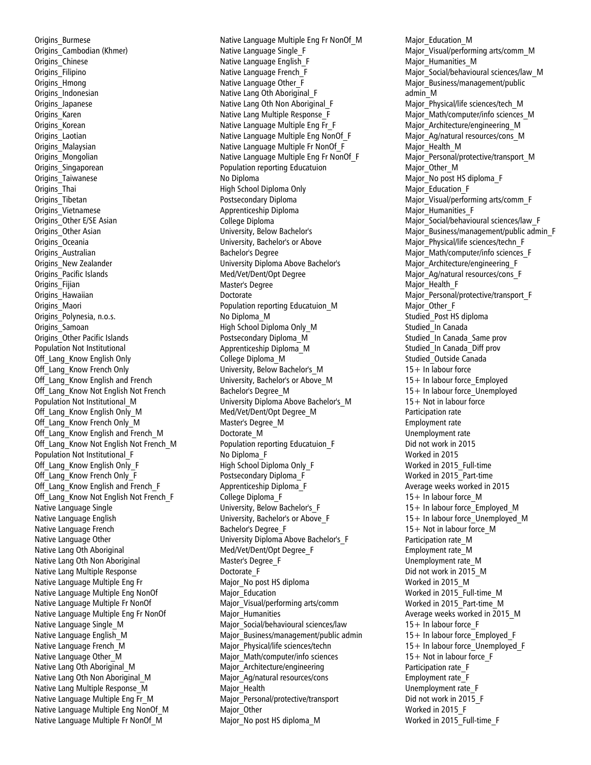Origins_Burmese
Origins_Cambodian (Khmer)
Origins_Chinese
Origins_Filipino
Origins_Hmong
Origins_Indonesian
Origins_Japanese
Origins_Karen
Origins_Korean
Origins_Laotian
Origins_Malaysian
Origins_Mongolian
Origins_Singaporean
Origins_Taiwanese
Origins_Thai
Origins_Tibetan
Origins_Vietnamese
Origins_Other E/SE Asian
Origins_Other Asian
Origins_Oceania
Origins_Australian
Origins_New Zealander
Origins_Pacific Islands
Origins_Fijian
Origins_Hawaiian
Origins_Maori
Origins_Polynesia, n.o.s.
Origins_Samoan
Origins_Other Pacific Islands
Population Not Institutional
Off_Lang_Know English Only
Off_Lang_Know French Only
Off_Lang_Know English and French
Off_Lang_Know Not English Not French
Population Not Institutional_M
Off_Lang_Know English Only_M
Off_Lang_Know French Only_M
Off_Lang_Know English and French_M
Off_Lang_Know Not English Not French_M
Population Not Institutional_F
Off_Lang_Know English Only_F
Off_Lang_Know French Only_F
Off_Lang_Know English and French_F
Off_Lang_Know Not English Not French_F
Native Language Single
Native Language English
Native Language French
Native Language Other
Native Lang Oth Aboriginal
Native Lang Oth Non Aboriginal
Native Lang Multiple Response
Native Language Multiple Eng Fr
Native Language Multiple Eng NonOf
Native Language Multiple Fr NonOf
Native Language Multiple Eng Fr NonOf
Native Language Single_M
Native Language English_M
Native Language French_M
Native Language Other_M
Native Lang Oth Aboriginal_M
Native Lang Oth Non Aboriginal_M
Native Lang Multiple Response_M
Native Language Multiple Eng Fr_M
Native Language Multiple Eng NonOf_M
Native Language Multiple Fr NonOf_M
Native Language Multiple Eng Fr NonOf_M
Native Language Single_F
Native Language English_F
Native Language French_F
Native Language Other_F
Native Lang Oth Aboriginal_F
Native Lang Oth Non Aboriginal_F
Native Lang Multiple Response_F
Native Language Multiple Eng Fr_F
Native Language Multiple Eng NonOf_F
Native Language Multiple Fr NonOf_F
Native Language Multiple Eng Fr NonOf_F
Population reporting Educatuion
No Diploma
High School Diploma Only
Postsecondary Diploma
Apprenticeship Diploma
College Diploma
University, Below Bachelor's
University, Bachelor's or Above
Bachelor's Degree
University Diploma Above Bachelor's
Med/Vet/Dent/Opt Degree
Master's Degree
Doctorate
Population reporting Educatuion_M
No Diploma_M
High School Diploma Only_M
Postsecondary Diploma_M
Apprenticeship Diploma_M
College Diploma_M
University, Below Bachelor's_M
University, Bachelor's or Above_M
Bachelor's Degree_M
University Diploma Above Bachelor's_M
Med/Vet/Dent/Opt Degree_M
Master's Degree_M
Doctorate_M
Population reporting Educatuion_F
No Diploma_F
High School Diploma Only_F
Postsecondary Diploma_F
Apprenticeship Diploma_F
College Diploma_F
University, Below Bachelor's_F
University, Bachelor's or Above_F
Bachelor's Degree_F
University Diploma Above Bachelor's_F
Med/Vet/Dent/Opt Degree_F
Master's Degree_F
Doctorate_F
Major_No post HS diploma
Major_Education
Major_Visual/performing arts/comm
Major_Humanities
Major_Social/behavioural sciences/law
Major_Business/management/public admin
Major_Physical/life sciences/techn
Major_Math/computer/info sciences
Major_Architecture/engineering
Major_Ag/natural resources/cons
Major_Health
Major_Personal/protective/transport
Major_Other
Major_No post HS diploma_M
Major_Education_M
Major_Visual/performing arts/comm_M
Major_Humanities_M
Major_Social/behavioural sciences/law_M
Major_Business/management/public admin_M
Major_Physical/life sciences/tech_M
Major_Math/computer/info sciences_M
Major_Architecture/engineering_M
Major_Ag/natural resources/cons_M
Major_Health_M
Major_Personal/protective/transport_M
Major_Other_M
Major_No post HS diploma_F
Major_Education_F
Major_Visual/performing arts/comm_F
Major_Humanities_F
Major_Social/behavioural sciences/law_F
Major_Business/management/public admin_F
Major_Physical/life sciences/techn_F
Major_Math/computer/info sciences_F
Major_Architecture/engineering_F
Major_Ag/natural resources/cons_F
Major_Health_F
Major_Personal/protective/transport_F
Major_Other_F
Studied_Post HS diploma
Studied_In Canada
Studied_In Canada_Same prov
Studied_In Canada_Diff prov
Studied_Outside Canada
15+ In labour force
15+ In labour force_Employed
15+ In labour force_Unemployed
15+ Not in labour force
Participation rate
Employment rate
Unemployment rate
Did not work in 2015
Worked in 2015
Worked in 2015_Full-time
Worked in 2015_Part-time
Average weeks worked in 2015
15+ In labour force_M
15+ In labour force_Employed_M
15+ In labour force_Unemployed_M
15+ Not in labour force_M
Participation rate_M
Employment rate_M
Unemployment rate_M
Did not work in 2015_M
Worked in 2015_M
Worked in 2015_Full-time_M
Worked in 2015_Part-time_M
Average weeks worked in 2015_M
15+ In labour force_F
15+ In labour force_Employed_F
15+ In labour force_Unemployed_F
15+ Not in labour force_F
Participation rate_F
Employment rate_F
Unemployment rate_F
Did not work in 2015_F
Worked in 2015_F
Worked in 2015_Full-time_F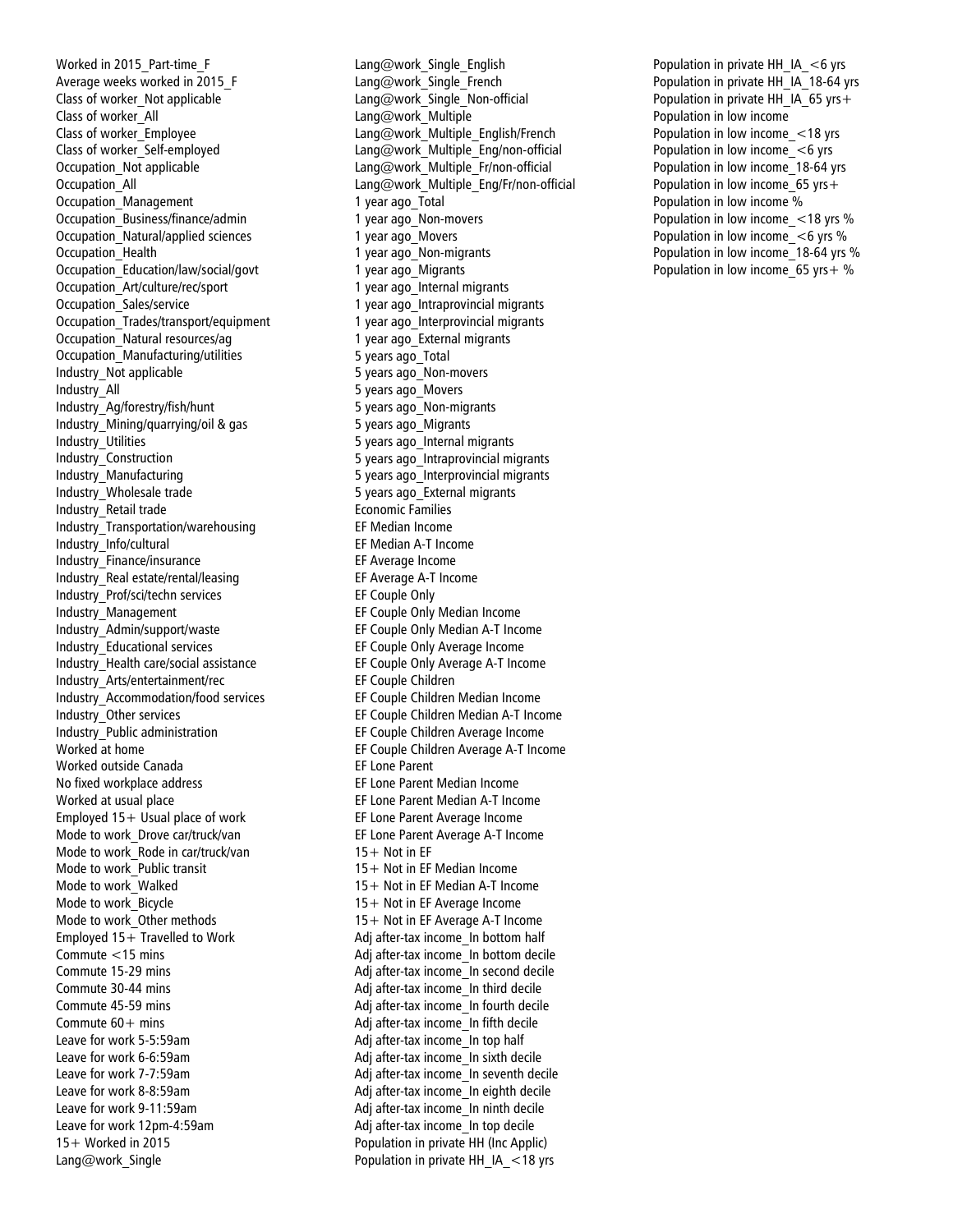Worked in 2015_Part-time_F
Average weeks worked in 2015_F
Class of worker_Not applicable
Class of worker_All
Class of worker_Employee
Class of worker_Self-employed
Occupation_Not applicable
Occupation_All
Occupation_Management
Occupation_Business/finance/admin
Occupation_Natural/applied sciences
Occupation_Health
Occupation_Education/law/social/govt
Occupation_Art/culture/rec/sport
Occupation_Sales/service
Occupation_Trades/transport/equipment
Occupation_Natural resources/ag
Occupation_Manufacturing/utilities
Industry_Not applicable
Industry_All
Industry_Ag/forestry/fish/hunt
Industry_Mining/quarrying/oil & gas
Industry_Utilities
Industry_Construction
Industry_Manufacturing
Industry_Wholesale trade
Industry_Retail trade
Industry_Transportation/warehousing
Industry_Info/cultural
Industry_Finance/insurance
Industry_Real estate/rental/leasing
Industry_Prof/sci/techn services
Industry_Management
Industry_Admin/support/waste
Industry_Educational services
Industry_Health care/social assistance
Industry_Arts/entertainment/rec
Industry_Accommodation/food services
Industry_Other services
Industry_Public administration
Worked at home
Worked outside Canada
No fixed workplace address
Worked at usual place
Employed 15+ Usual place of work
Mode to work_Drove car/truck/van
Mode to work_Rode in car/truck/van
Mode to work_Public transit
Mode to work_Walked
Mode to work_Bicycle
Mode to work_Other methods
Employed 15+ Travelled to Work
Commute <15 mins
Commute 15-29 mins
Commute 30-44 mins
Commute 45-59 mins
Commute 60+ mins
Leave for work 5-5:59am
Leave for work 6-6:59am
Leave for work 7-7:59am
Leave for work 8-8:59am
Leave for work 9-11:59am
Leave for work 12pm-4:59am
15+ Worked in 2015
Lang@work_Single
Lang@work_Single_English
Lang@work_Single_French
Lang@work_Single_Non-official
Lang@work_Multiple
Lang@work_Multiple_English/French
Lang@work_Multiple_Eng/non-official
Lang@work_Multiple_Fr/non-official
Lang@work_Multiple_Eng/Fr/non-official
1 year ago_Total
1 year ago_Non-movers
1 year ago_Movers
1 year ago_Non-migrants
1 year ago_Migrants
1 year ago_Internal migrants
1 year ago_Intraprovincial migrants
1 year ago_Interprovincial migrants
1 year ago_External migrants
5 years ago_Total
5 years ago_Non-movers
5 years ago_Movers
5 years ago_Non-migrants
5 years ago_Migrants
5 years ago_Internal migrants
5 years ago_Intraprovincial migrants
5 years ago_Interprovincial migrants
5 years ago_External migrants
Economic Families
EF Median Income
EF Median A-T Income
EF Average Income
EF Average A-T Income
EF Couple Only
EF Couple Only Median Income
EF Couple Only Median A-T Income
EF Couple Only Average Income
EF Couple Only Average A-T Income
EF Couple Children
EF Couple Children Median Income
EF Couple Children Median A-T Income
EF Couple Children Average Income
EF Couple Children Average A-T Income
EF Lone Parent
EF Lone Parent Median Income
EF Lone Parent Median A-T Income
EF Lone Parent Average Income
EF Lone Parent Average A-T Income
15+ Not in EF
15+ Not in EF Median Income
15+ Not in EF Median A-T Income
15+ Not in EF Average Income
15+ Not in EF Average A-T Income
Adj after-tax income_In bottom half
Adj after-tax income_In bottom decile
Adj after-tax income_In second decile
Adj after-tax income_In third decile
Adj after-tax income_In fourth decile
Adj after-tax income_In fifth decile
Adj after-tax income_In top half
Adj after-tax income_In sixth decile
Adj after-tax income_In seventh decile
Adj after-tax income_In eighth decile
Adj after-tax income_In ninth decile
Adj after-tax income_In top decile
Population in private HH (Inc Applic)
Population in private HH_IA_<18 yrs
Population in private HH_IA_<6 yrs
Population in private HH_IA_18-64 yrs
Population in private HH_IA_65 yrs+
Population in low income
Population in low income_<18 yrs
Population in low income_<6 yrs
Population in low income_18-64 yrs
Population in low income_65 yrs+
Population in low income %
Population in low income_<18 yrs %
Population in low income_<6 yrs %
Population in low income_18-64 yrs %
Population in low income_65 yrs+ %